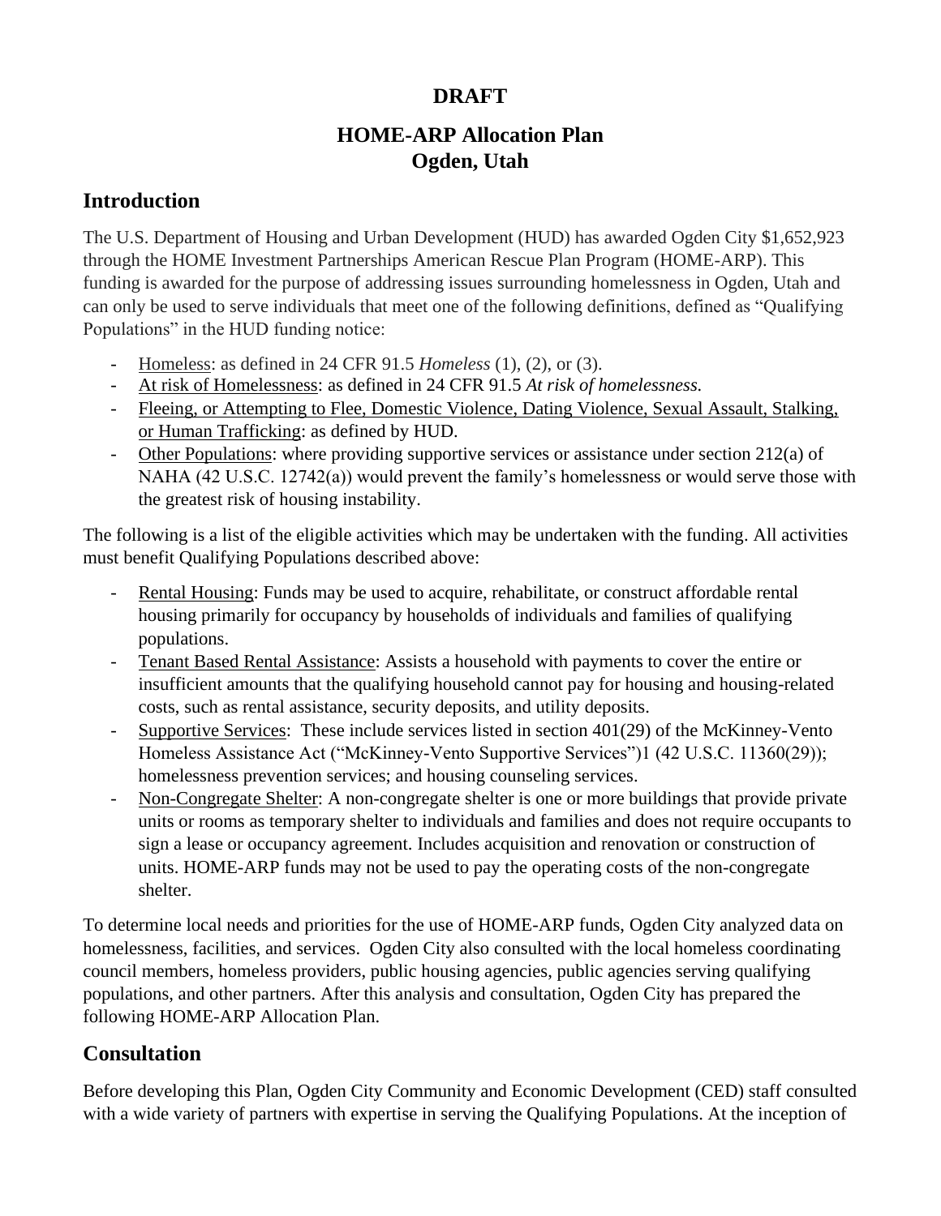**DRAFT**

# HOME-ARP Allocation Plan
# Ogden, Utah

## Introduction

The U.S. Department of Housing and Urban Development (HUD) has awarded Ogden City $1,652,923 through the HOME Investment Partnerships American Rescue Plan Program (HOME-ARP). This funding is awarded for the purpose of addressing issues surrounding homelessness in Ogden, Utah and can only be used to serve individuals that meet one of the following definitions, defined as "Qualifying Populations" in the HUD funding notice:

- Homeless: as defined in 24 CFR 91.5 *Homeless* (1), (2), or (3).
- At risk of Homelessness: as defined in 24 CFR 91.5 *At risk of homelessness.*
- Fleeing, or Attempting to Flee, Domestic Violence, Dating Violence, Sexual Assault, Stalking, or Human Trafficking: as defined by HUD.
- Other Populations: where providing supportive services or assistance under section 212(a) of NAHA (42 U.S.C. 12742(a)) would prevent the family's homelessness or would serve those with the greatest risk of housing instability.

The following is a list of the eligible activities which may be undertaken with the funding. All activities must benefit Qualifying Populations described above:

- Rental Housing: Funds may be used to acquire, rehabilitate, or construct affordable rental housing primarily for occupancy by households of individuals and families of qualifying populations.
- Tenant Based Rental Assistance: Assists a household with payments to cover the entire or insufficient amounts that the qualifying household cannot pay for housing and housing-related costs, such as rental assistance, security deposits, and utility deposits.
- Supportive Services: These include services listed in section 401(29) of the McKinney-Vento Homeless Assistance Act ("McKinney-Vento Supportive Services")1 (42 U.S.C. 11360(29)); homelessness prevention services; and housing counseling services.
- Non-Congregate Shelter: A non-congregate shelter is one or more buildings that provide private units or rooms as temporary shelter to individuals and families and does not require occupants to sign a lease or occupancy agreement. Includes acquisition and renovation or construction of units. HOME-ARP funds may not be used to pay the operating costs of the non-congregate shelter.

To determine local needs and priorities for the use of HOME-ARP funds, Ogden City analyzed data on homelessness, facilities, and services. Ogden City also consulted with the local homeless coordinating council members, homeless providers, public housing agencies, public agencies serving qualifying populations, and other partners. After this analysis and consultation, Ogden City has prepared the following HOME-ARP Allocation Plan.

## Consultation

Before developing this Plan, Ogden City Community and Economic Development (CED) staff consulted with a wide variety of partners with expertise in serving the Qualifying Populations. At the inception of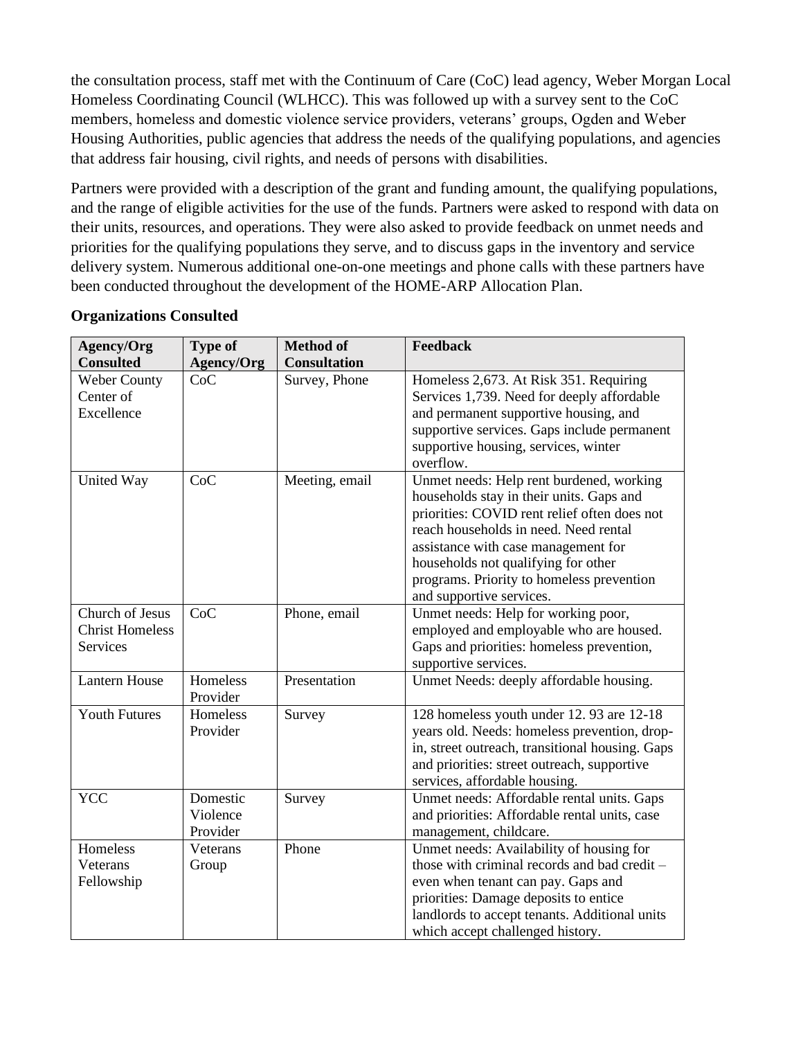the consultation process, staff met with the Continuum of Care (CoC) lead agency, Weber Morgan Local Homeless Coordinating Council (WLHCC). This was followed up with a survey sent to the CoC members, homeless and domestic violence service providers, veterans' groups, Ogden and Weber Housing Authorities, public agencies that address the needs of the qualifying populations, and agencies that address fair housing, civil rights, and needs of persons with disabilities.

Partners were provided with a description of the grant and funding amount, the qualifying populations, and the range of eligible activities for the use of the funds. Partners were asked to respond with data on their units, resources, and operations. They were also asked to provide feedback on unmet needs and priorities for the qualifying populations they serve, and to discuss gaps in the inventory and service delivery system. Numerous additional one-on-one meetings and phone calls with these partners have been conducted throughout the development of the HOME-ARP Allocation Plan.

**Organizations Consulted**

| Agency/Org Consulted | Type of Agency/Org | Method of Consultation | Feedback |
|---|---|---|---|
| Weber County Center of Excellence | CoC | Survey, Phone | Homeless 2,673. At Risk 351. Requiring Services 1,739. Need for deeply affordable and permanent supportive housing, and supportive services. Gaps include permanent supportive housing, services, winter overflow. |
| United Way | CoC | Meeting, email | Unmet needs: Help rent burdened, working households stay in their units. Gaps and priorities: COVID rent relief often does not reach households in need. Need rental assistance with case management for households not qualifying for other programs. Priority to homeless prevention and supportive services. |
| Church of Jesus Christ Homeless Services | CoC | Phone, email | Unmet needs: Help for working poor, employed and employable who are housed. Gaps and priorities: homeless prevention, supportive services. |
| Lantern House | Homeless Provider | Presentation | Unmet Needs: deeply affordable housing. |
| Youth Futures | Homeless Provider | Survey | 128 homeless youth under 12. 93 are 12-18 years old. Needs: homeless prevention, drop-in, street outreach, transitional housing. Gaps and priorities: street outreach, supportive services, affordable housing. |
| YCC | Domestic Violence Provider | Survey | Unmet needs: Affordable rental units. Gaps and priorities: Affordable rental units, case management, childcare. |
| Homeless Veterans Fellowship | Veterans Group | Phone | Unmet needs: Availability of housing for those with criminal records and bad credit – even when tenant can pay. Gaps and priorities: Damage deposits to entice landlords to accept tenants. Additional units which accept challenged history. |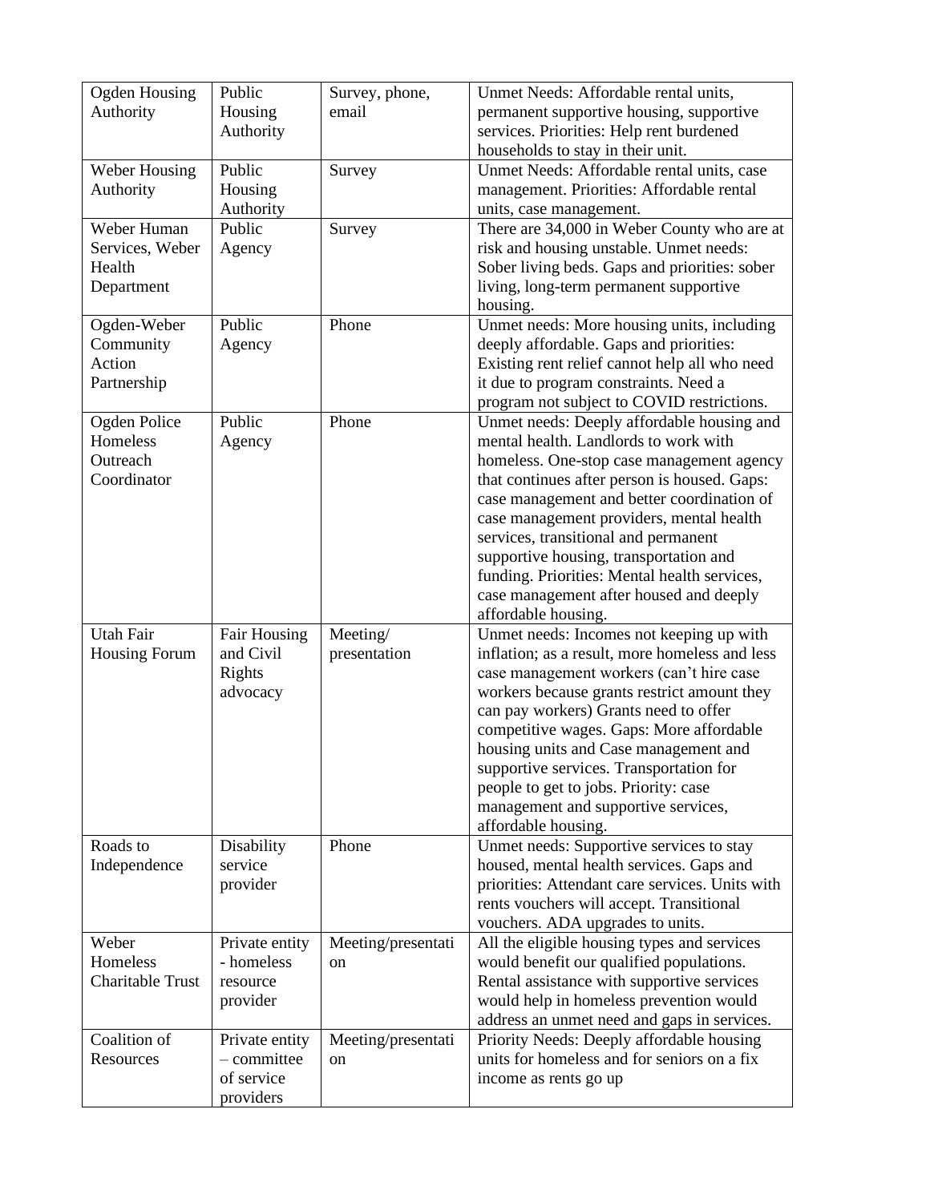| | | | |
|---|---|---|---|
| Ogden Housing Authority | Public Housing Authority | Survey, phone, email | Unmet Needs: Affordable rental units, permanent supportive housing, supportive services. Priorities: Help rent burdened households to stay in their unit. |
| Weber Housing Authority | Public Housing Authority | Survey | Unmet Needs: Affordable rental units, case management. Priorities: Affordable rental units, case management. |
| Weber Human Services, Weber Health Department | Public Agency | Survey | There are 34,000 in Weber County who are at risk and housing unstable. Unmet needs: Sober living beds. Gaps and priorities: sober living, long-term permanent supportive housing. |
| Ogden-Weber Community Action Partnership | Public Agency | Phone | Unmet needs: More housing units, including deeply affordable. Gaps and priorities: Existing rent relief cannot help all who need it due to program constraints. Need a program not subject to COVID restrictions. |
| Ogden Police Homeless Outreach Coordinator | Public Agency | Phone | Unmet needs: Deeply affordable housing and mental health. Landlords to work with homeless. One-stop case management agency that continues after person is housed. Gaps: case management and better coordination of case management providers, mental health services, transitional and permanent supportive housing, transportation and funding. Priorities: Mental health services, case management after housed and deeply affordable housing. |
| Utah Fair Housing Forum | Fair Housing and Civil Rights advocacy | Meeting/ presentation | Unmet needs: Incomes not keeping up with inflation; as a result, more homeless and less case management workers (can't hire case workers because grants restrict amount they can pay workers) Grants need to offer competitive wages. Gaps: More affordable housing units and Case management and supportive services. Transportation for people to get to jobs. Priority: case management and supportive services, affordable housing. |
| Roads to Independence | Disability service provider | Phone | Unmet needs: Supportive services to stay housed, mental health services. Gaps and priorities: Attendant care services. Units with rents vouchers will accept. Transitional vouchers. ADA upgrades to units. |
| Weber Homeless Charitable Trust | Private entity - homeless resource provider | Meeting/presentation | All the eligible housing types and services would benefit our qualified populations. Rental assistance with supportive services would help in homeless prevention would address an unmet need and gaps in services. |
| Coalition of Resources | Private entity – committee of service providers | Meeting/presentation | Priority Needs: Deeply affordable housing units for homeless and for seniors on a fix income as rents go up |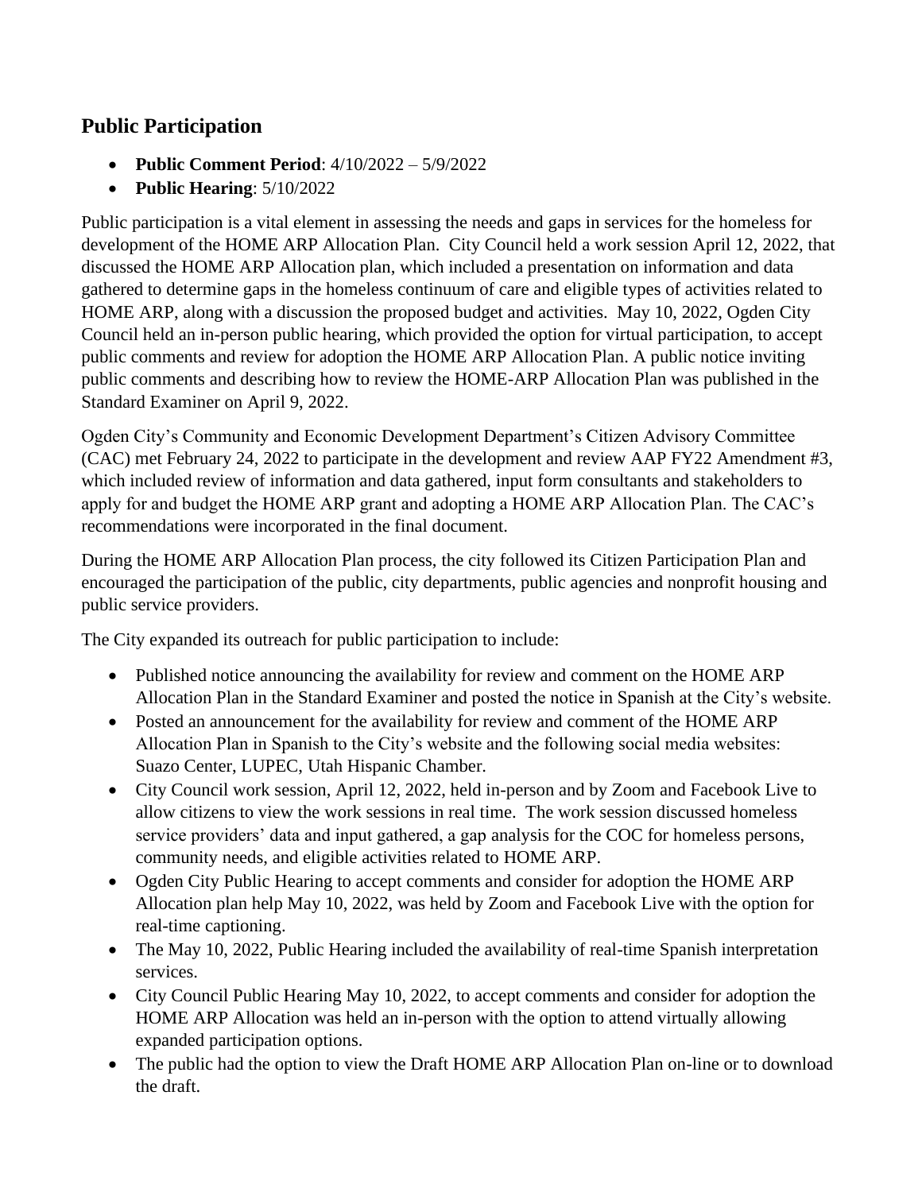## Public Participation

- **Public Comment Period**: 4/10/2022 – 5/9/2022
- **Public Hearing**: 5/10/2022

Public participation is a vital element in assessing the needs and gaps in services for the homeless for development of the HOME ARP Allocation Plan. City Council held a work session April 12, 2022, that discussed the HOME ARP Allocation plan, which included a presentation on information and data gathered to determine gaps in the homeless continuum of care and eligible types of activities related to HOME ARP, along with a discussion the proposed budget and activities. May 10, 2022, Ogden City Council held an in-person public hearing, which provided the option for virtual participation, to accept public comments and review for adoption the HOME ARP Allocation Plan. A public notice inviting public comments and describing how to review the HOME-ARP Allocation Plan was published in the Standard Examiner on April 9, 2022.

Ogden City's Community and Economic Development Department's Citizen Advisory Committee (CAC) met February 24, 2022 to participate in the development and review AAP FY22 Amendment #3, which included review of information and data gathered, input form consultants and stakeholders to apply for and budget the HOME ARP grant and adopting a HOME ARP Allocation Plan. The CAC's recommendations were incorporated in the final document.

During the HOME ARP Allocation Plan process, the city followed its Citizen Participation Plan and encouraged the participation of the public, city departments, public agencies and nonprofit housing and public service providers.

The City expanded its outreach for public participation to include:

- Published notice announcing the availability for review and comment on the HOME ARP Allocation Plan in the Standard Examiner and posted the notice in Spanish at the City's website.
- Posted an announcement for the availability for review and comment of the HOME ARP Allocation Plan in Spanish to the City's website and the following social media websites: Suazo Center, LUPEC, Utah Hispanic Chamber.
- City Council work session, April 12, 2022, held in-person and by Zoom and Facebook Live to allow citizens to view the work sessions in real time. The work session discussed homeless service providers' data and input gathered, a gap analysis for the COC for homeless persons, community needs, and eligible activities related to HOME ARP.
- Ogden City Public Hearing to accept comments and consider for adoption the HOME ARP Allocation plan help May 10, 2022, was held by Zoom and Facebook Live with the option for real-time captioning.
- The May 10, 2022, Public Hearing included the availability of real-time Spanish interpretation services.
- City Council Public Hearing May 10, 2022, to accept comments and consider for adoption the HOME ARP Allocation was held an in-person with the option to attend virtually allowing expanded participation options.
- The public had the option to view the Draft HOME ARP Allocation Plan on-line or to download the draft.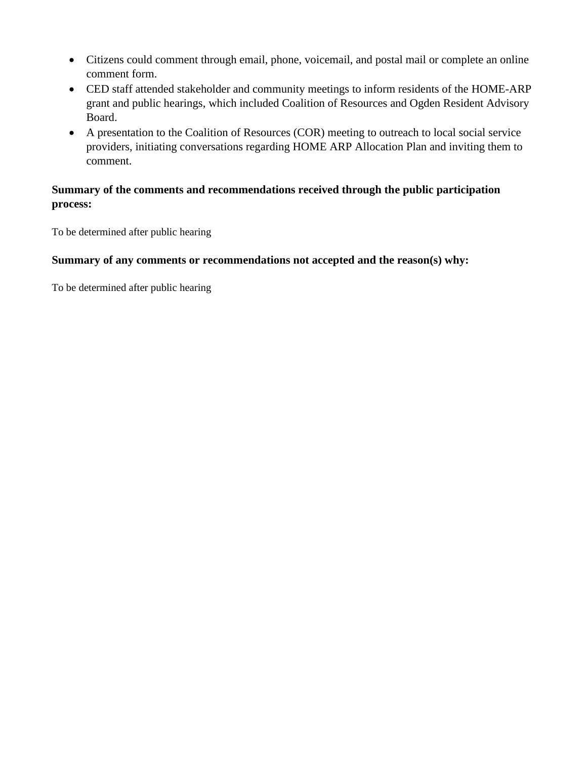- Citizens could comment through email, phone, voicemail, and postal mail or complete an online comment form.
- CED staff attended stakeholder and community meetings to inform residents of the HOME-ARP grant and public hearings, which included Coalition of Resources and Ogden Resident Advisory Board.
- A presentation to the Coalition of Resources (COR) meeting to outreach to local social service providers, initiating conversations regarding HOME ARP Allocation Plan and inviting them to comment.

**Summary of the comments and recommendations received through the public participation process:**

To be determined after public hearing

**Summary of any comments or recommendations not accepted and the reason(s) why:**

To be determined after public hearing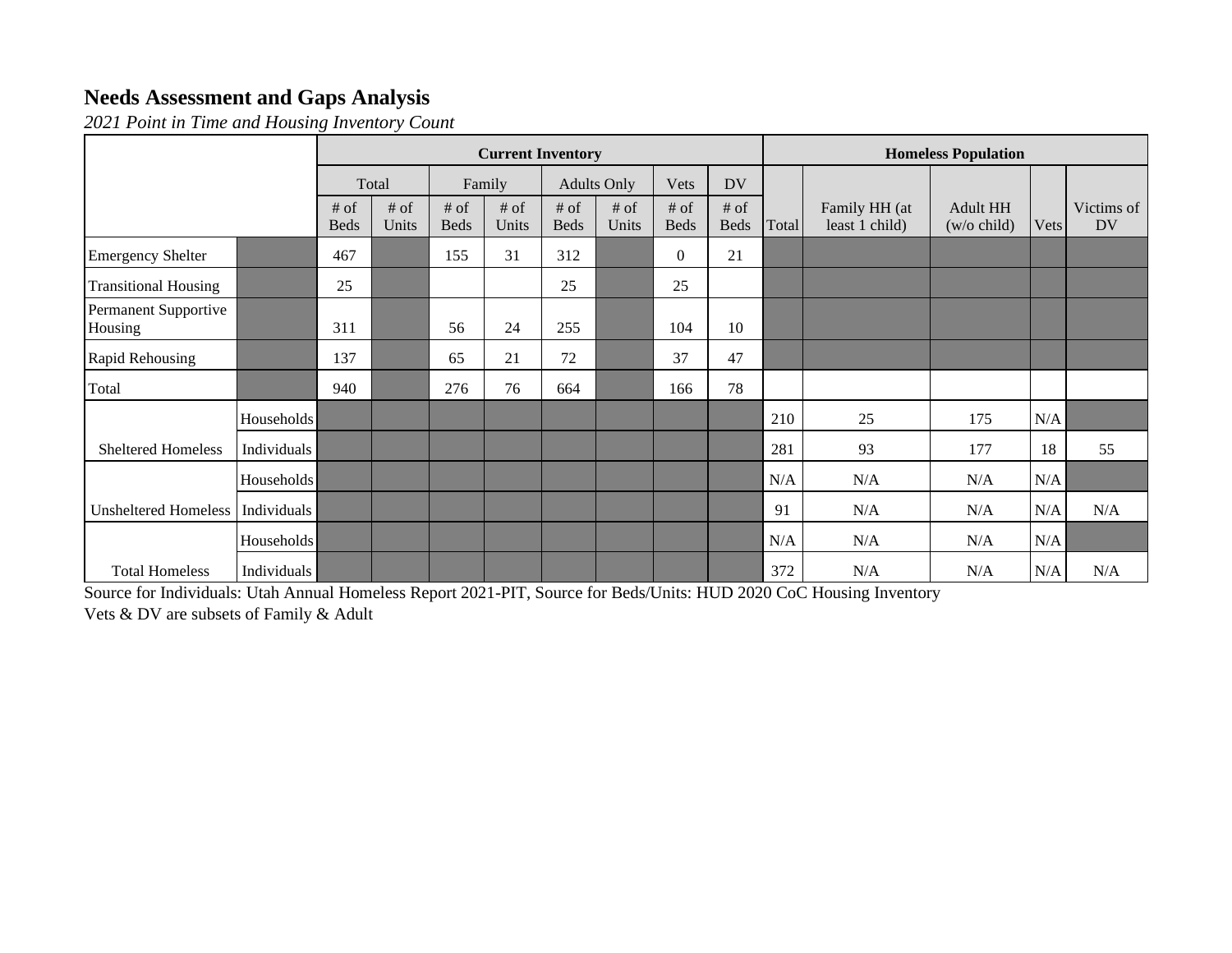## Needs Assessment and Gaps Analysis

*2021 Point in Time and Housing Inventory Count*

| | | Current Inventory | | | | | | | | Homeless Population | | | | |
|---|---|---|---|---|---|---|---|---|---|---|---|---|---|---|
| | | Total | | Family | | Adults Only | | Vets | DV | | | | | |
| | | # of Beds | # of Units | # of Beds | # of Units | # of Beds | # of Units | # of Beds | # of Beds | Total | Family HH (at least 1 child) | Adult HH (w/o child) | Vets | Victims of DV |
| Emergency Shelter | | 467 | | 155 | 31 | 312 | | 0 | 21 | | | | | |
| Transitional Housing | | 25 | | | | 25 | | 25 | | | | | | |
| Permanent Supportive Housing | | 311 | | 56 | 24 | 255 | | 104 | 10 | | | | | |
| Rapid Rehousing | | 137 | | 65 | 21 | 72 | | 37 | 47 | | | | | |
| Total | | 940 | | 276 | 76 | 664 | | 166 | 78 | | | | | |
| Sheltered Homeless | Households | | | | | | | | | 210 | 25 | 175 | N/A | |
| | Individuals | | | | | | | | | 281 | 93 | 177 | 18 | 55 |
| Unsheltered Homeless | Households | | | | | | | | | N/A | N/A | N/A | N/A | |
| | Individuals | | | | | | | | | 91 | N/A | N/A | N/A | N/A |
| Total Homeless | Households | | | | | | | | | N/A | N/A | N/A | N/A | |
| | Individuals | | | | | | | | | 372 | N/A | N/A | N/A | N/A |

Source for Individuals: Utah Annual Homeless Report 2021-PIT, Source for Beds/Units: HUD 2020 CoC Housing Inventory

Vets & DV are subsets of Family & Adult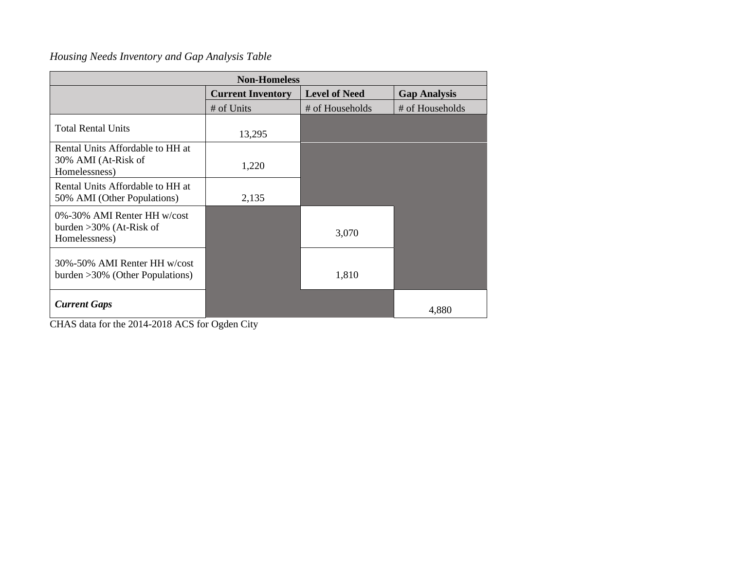*Housing Needs Inventory and Gap Analysis Table*

| Non-Homeless | | | |
|---|---|---|---|
| | **Current Inventory** | **Level of Need** | **Gap Analysis** |
| | # of Units | # of Households | # of Households |
| Total Rental Units | 13,295 | | |
| Rental Units Affordable to HH at 30% AMI (At-Risk of Homelessness) | 1,220 | | |
| Rental Units Affordable to HH at 50% AMI (Other Populations) | 2,135 | | |
| 0%-30% AMI Renter HH w/cost burden >30% (At-Risk of Homelessness) | | 3,070 | |
| 30%-50% AMI Renter HH w/cost burden >30% (Other Populations) | | 1,810 | |
| ***Current Gaps*** | | | 4,880 |

CHAS data for the 2014-2018 ACS for Ogden City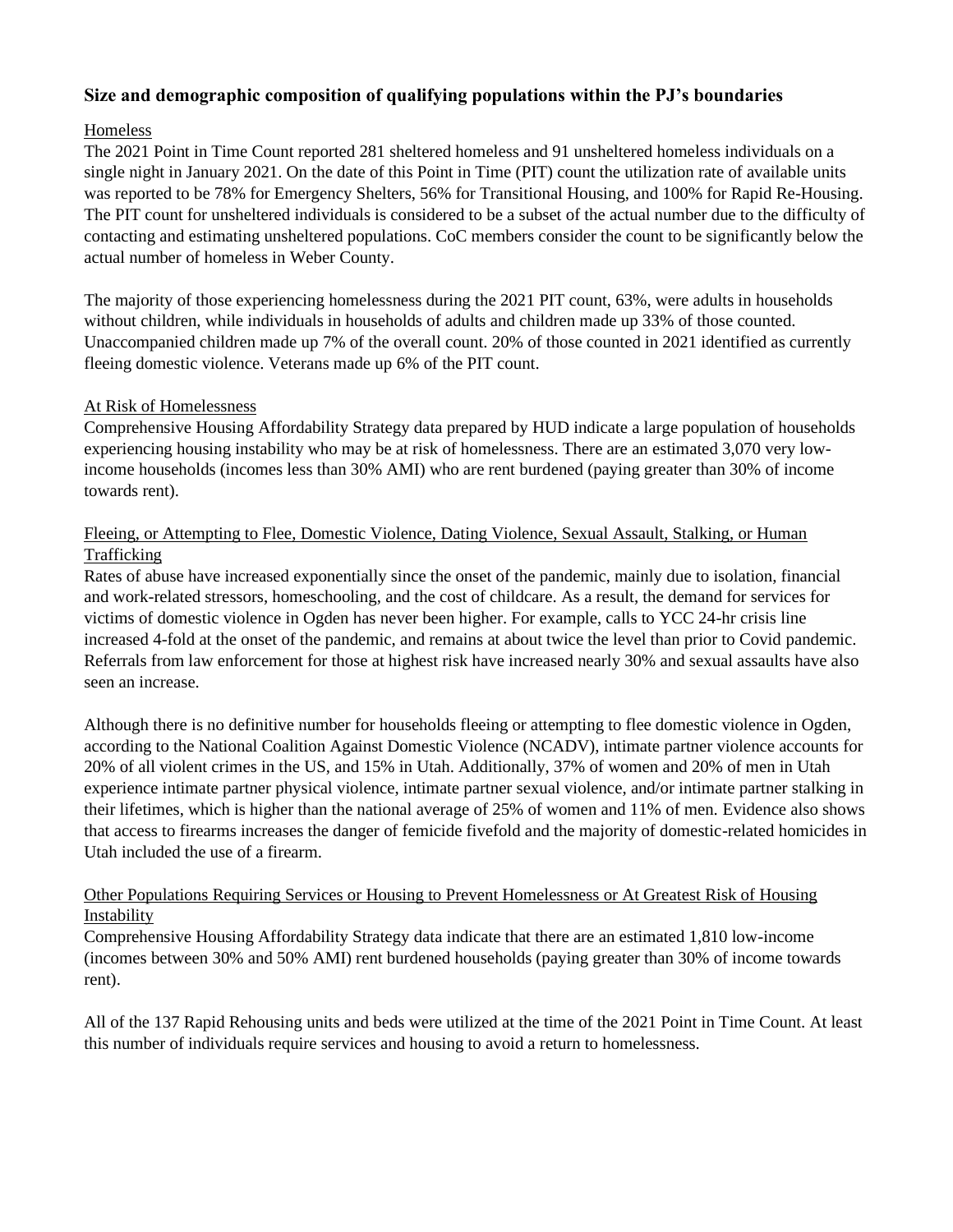## Size and demographic composition of qualifying populations within the PJ's boundaries

Homeless

The 2021 Point in Time Count reported 281 sheltered homeless and 91 unsheltered homeless individuals on a single night in January 2021. On the date of this Point in Time (PIT) count the utilization rate of available units was reported to be 78% for Emergency Shelters, 56% for Transitional Housing, and 100% for Rapid Re-Housing. The PIT count for unsheltered individuals is considered to be a subset of the actual number due to the difficulty of contacting and estimating unsheltered populations. CoC members consider the count to be significantly below the actual number of homeless in Weber County.

The majority of those experiencing homelessness during the 2021 PIT count, 63%, were adults in households without children, while individuals in households of adults and children made up 33% of those counted. Unaccompanied children made up 7% of the overall count. 20% of those counted in 2021 identified as currently fleeing domestic violence. Veterans made up 6% of the PIT count.

At Risk of Homelessness

Comprehensive Housing Affordability Strategy data prepared by HUD indicate a large population of households experiencing housing instability who may be at risk of homelessness. There are an estimated 3,070 very low-income households (incomes less than 30% AMI) who are rent burdened (paying greater than 30% of income towards rent).

Fleeing, or Attempting to Flee, Domestic Violence, Dating Violence, Sexual Assault, Stalking, or Human Trafficking

Rates of abuse have increased exponentially since the onset of the pandemic, mainly due to isolation, financial and work-related stressors, homeschooling, and the cost of childcare. As a result, the demand for services for victims of domestic violence in Ogden has never been higher. For example, calls to YCC 24-hr crisis line increased 4-fold at the onset of the pandemic, and remains at about twice the level than prior to Covid pandemic. Referrals from law enforcement for those at highest risk have increased nearly 30% and sexual assaults have also seen an increase.

Although there is no definitive number for households fleeing or attempting to flee domestic violence in Ogden, according to the National Coalition Against Domestic Violence (NCADV), intimate partner violence accounts for 20% of all violent crimes in the US, and 15% in Utah. Additionally, 37% of women and 20% of men in Utah experience intimate partner physical violence, intimate partner sexual violence, and/or intimate partner stalking in their lifetimes, which is higher than the national average of 25% of women and 11% of men. Evidence also shows that access to firearms increases the danger of femicide fivefold and the majority of domestic-related homicides in Utah included the use of a firearm.

Other Populations Requiring Services or Housing to Prevent Homelessness or At Greatest Risk of Housing Instability

Comprehensive Housing Affordability Strategy data indicate that there are an estimated 1,810 low-income (incomes between 30% and 50% AMI) rent burdened households (paying greater than 30% of income towards rent).

All of the 137 Rapid Rehousing units and beds were utilized at the time of the 2021 Point in Time Count. At least this number of individuals require services and housing to avoid a return to homelessness.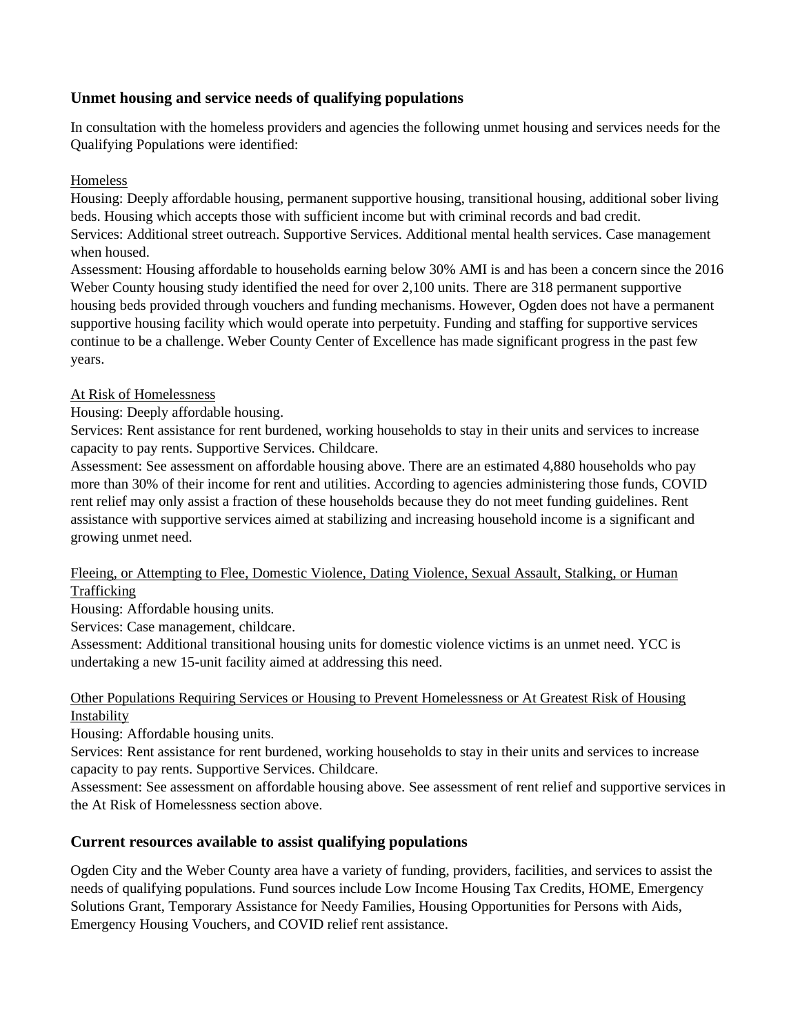### Unmet housing and service needs of qualifying populations

In consultation with the homeless providers and agencies the following unmet housing and services needs for the Qualifying Populations were identified:

<u>Homeless</u>

Housing: Deeply affordable housing, permanent supportive housing, transitional housing, additional sober living beds. Housing which accepts those with sufficient income but with criminal records and bad credit.
Services: Additional street outreach. Supportive Services. Additional mental health services. Case management when housed.
Assessment: Housing affordable to households earning below 30% AMI is and has been a concern since the 2016 Weber County housing study identified the need for over 2,100 units. There are 318 permanent supportive housing beds provided through vouchers and funding mechanisms. However, Ogden does not have a permanent supportive housing facility which would operate into perpetuity. Funding and staffing for supportive services continue to be a challenge. Weber County Center of Excellence has made significant progress in the past few years.

<u>At Risk of Homelessness</u>

Housing: Deeply affordable housing.
Services: Rent assistance for rent burdened, working households to stay in their units and services to increase capacity to pay rents. Supportive Services. Childcare.
Assessment: See assessment on affordable housing above. There are an estimated 4,880 households who pay more than 30% of their income for rent and utilities. According to agencies administering those funds, COVID rent relief may only assist a fraction of these households because they do not meet funding guidelines. Rent assistance with supportive services aimed at stabilizing and increasing household income is a significant and growing unmet need.

<u>Fleeing, or Attempting to Flee, Domestic Violence, Dating Violence, Sexual Assault, Stalking, or Human Trafficking</u>

Housing: Affordable housing units.
Services: Case management, childcare.
Assessment: Additional transitional housing units for domestic violence victims is an unmet need. YCC is undertaking a new 15-unit facility aimed at addressing this need.

<u>Other Populations Requiring Services or Housing to Prevent Homelessness or At Greatest Risk of Housing Instability</u>

Housing: Affordable housing units.
Services: Rent assistance for rent burdened, working households to stay in their units and services to increase capacity to pay rents. Supportive Services. Childcare.
Assessment: See assessment on affordable housing above. See assessment of rent relief and supportive services in the At Risk of Homelessness section above.

### Current resources available to assist qualifying populations

Ogden City and the Weber County area have a variety of funding, providers, facilities, and services to assist the needs of qualifying populations. Fund sources include Low Income Housing Tax Credits, HOME, Emergency Solutions Grant, Temporary Assistance for Needy Families, Housing Opportunities for Persons with Aids, Emergency Housing Vouchers, and COVID relief rent assistance.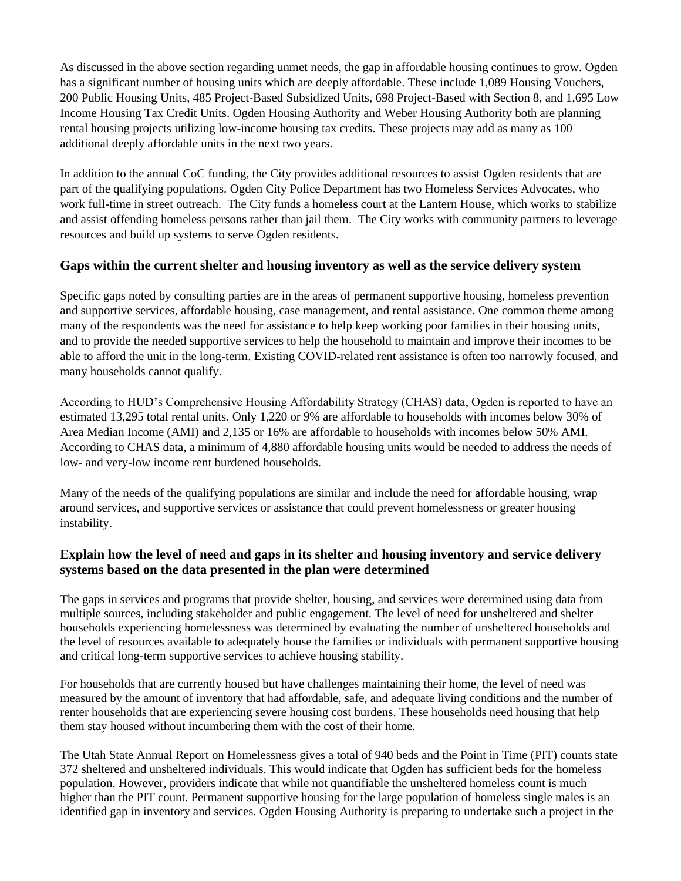As discussed in the above section regarding unmet needs, the gap in affordable housing continues to grow. Ogden has a significant number of housing units which are deeply affordable. These include 1,089 Housing Vouchers, 200 Public Housing Units, 485 Project-Based Subsidized Units, 698 Project-Based with Section 8, and 1,695 Low Income Housing Tax Credit Units. Ogden Housing Authority and Weber Housing Authority both are planning rental housing projects utilizing low-income housing tax credits. These projects may add as many as 100 additional deeply affordable units in the next two years.

In addition to the annual CoC funding, the City provides additional resources to assist Ogden residents that are part of the qualifying populations. Ogden City Police Department has two Homeless Services Advocates, who work full-time in street outreach. The City funds a homeless court at the Lantern House, which works to stabilize and assist offending homeless persons rather than jail them. The City works with community partners to leverage resources and build up systems to serve Ogden residents.

### Gaps within the current shelter and housing inventory as well as the service delivery system

Specific gaps noted by consulting parties are in the areas of permanent supportive housing, homeless prevention and supportive services, affordable housing, case management, and rental assistance. One common theme among many of the respondents was the need for assistance to help keep working poor families in their housing units, and to provide the needed supportive services to help the household to maintain and improve their incomes to be able to afford the unit in the long-term. Existing COVID-related rent assistance is often too narrowly focused, and many households cannot qualify.

According to HUD's Comprehensive Housing Affordability Strategy (CHAS) data, Ogden is reported to have an estimated 13,295 total rental units. Only 1,220 or 9% are affordable to households with incomes below 30% of Area Median Income (AMI) and 2,135 or 16% are affordable to households with incomes below 50% AMI. According to CHAS data, a minimum of 4,880 affordable housing units would be needed to address the needs of low- and very-low income rent burdened households.

Many of the needs of the qualifying populations are similar and include the need for affordable housing, wrap around services, and supportive services or assistance that could prevent homelessness or greater housing instability.

### Explain how the level of need and gaps in its shelter and housing inventory and service delivery systems based on the data presented in the plan were determined

The gaps in services and programs that provide shelter, housing, and services were determined using data from multiple sources, including stakeholder and public engagement. The level of need for unsheltered and shelter households experiencing homelessness was determined by evaluating the number of unsheltered households and the level of resources available to adequately house the families or individuals with permanent supportive housing and critical long-term supportive services to achieve housing stability.

For households that are currently housed but have challenges maintaining their home, the level of need was measured by the amount of inventory that had affordable, safe, and adequate living conditions and the number of renter households that are experiencing severe housing cost burdens. These households need housing that help them stay housed without incumbering them with the cost of their home.

The Utah State Annual Report on Homelessness gives a total of 940 beds and the Point in Time (PIT) counts state 372 sheltered and unsheltered individuals. This would indicate that Ogden has sufficient beds for the homeless population. However, providers indicate that while not quantifiable the unsheltered homeless count is much higher than the PIT count. Permanent supportive housing for the large population of homeless single males is an identified gap in inventory and services. Ogden Housing Authority is preparing to undertake such a project in the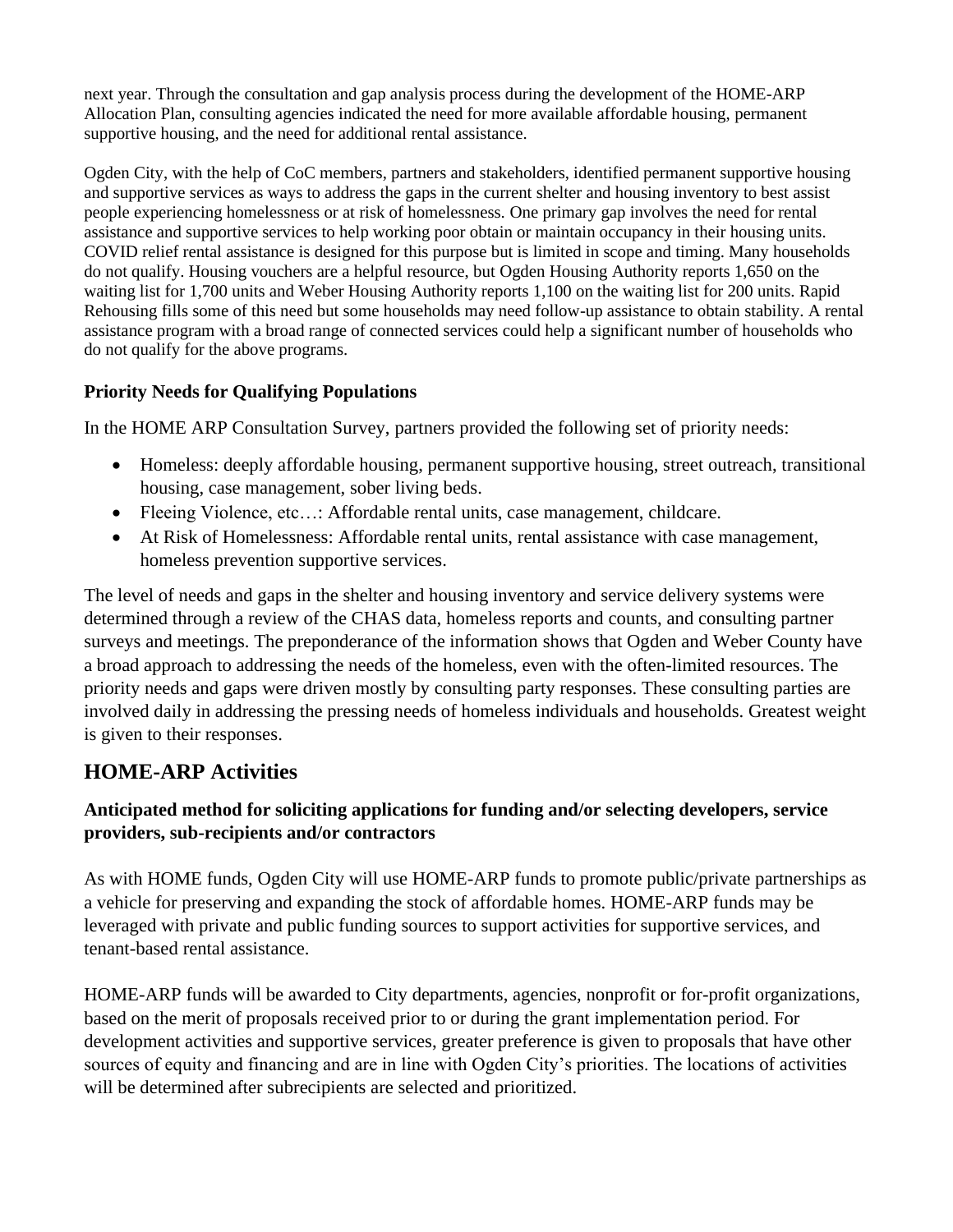next year. Through the consultation and gap analysis process during the development of the HOME-ARP Allocation Plan, consulting agencies indicated the need for more available affordable housing, permanent supportive housing, and the need for additional rental assistance.

Ogden City, with the help of CoC members, partners and stakeholders, identified permanent supportive housing and supportive services as ways to address the gaps in the current shelter and housing inventory to best assist people experiencing homelessness or at risk of homelessness. One primary gap involves the need for rental assistance and supportive services to help working poor obtain or maintain occupancy in their housing units. COVID relief rental assistance is designed for this purpose but is limited in scope and timing. Many households do not qualify. Housing vouchers are a helpful resource, but Ogden Housing Authority reports 1,650 on the waiting list for 1,700 units and Weber Housing Authority reports 1,100 on the waiting list for 200 units. Rapid Rehousing fills some of this need but some households may need follow-up assistance to obtain stability. A rental assistance program with a broad range of connected services could help a significant number of households who do not qualify for the above programs.

### Priority Needs for Qualifying Populations

In the HOME ARP Consultation Survey, partners provided the following set of priority needs:

- Homeless: deeply affordable housing, permanent supportive housing, street outreach, transitional housing, case management, sober living beds.
- Fleeing Violence, etc…: Affordable rental units, case management, childcare.
- At Risk of Homelessness: Affordable rental units, rental assistance with case management, homeless prevention supportive services.

The level of needs and gaps in the shelter and housing inventory and service delivery systems were determined through a review of the CHAS data, homeless reports and counts, and consulting partner surveys and meetings. The preponderance of the information shows that Ogden and Weber County have a broad approach to addressing the needs of the homeless, even with the often-limited resources. The priority needs and gaps were driven mostly by consulting party responses. These consulting parties are involved daily in addressing the pressing needs of homeless individuals and households. Greatest weight is given to their responses.

## HOME-ARP Activities

### Anticipated method for soliciting applications for funding and/or selecting developers, service providers, sub-recipients and/or contractors

As with HOME funds, Ogden City will use HOME-ARP funds to promote public/private partnerships as a vehicle for preserving and expanding the stock of affordable homes. HOME-ARP funds may be leveraged with private and public funding sources to support activities for supportive services, and tenant-based rental assistance.

HOME-ARP funds will be awarded to City departments, agencies, nonprofit or for-profit organizations, based on the merit of proposals received prior to or during the grant implementation period. For development activities and supportive services, greater preference is given to proposals that have other sources of equity and financing and are in line with Ogden City's priorities. The locations of activities will be determined after subrecipients are selected and prioritized.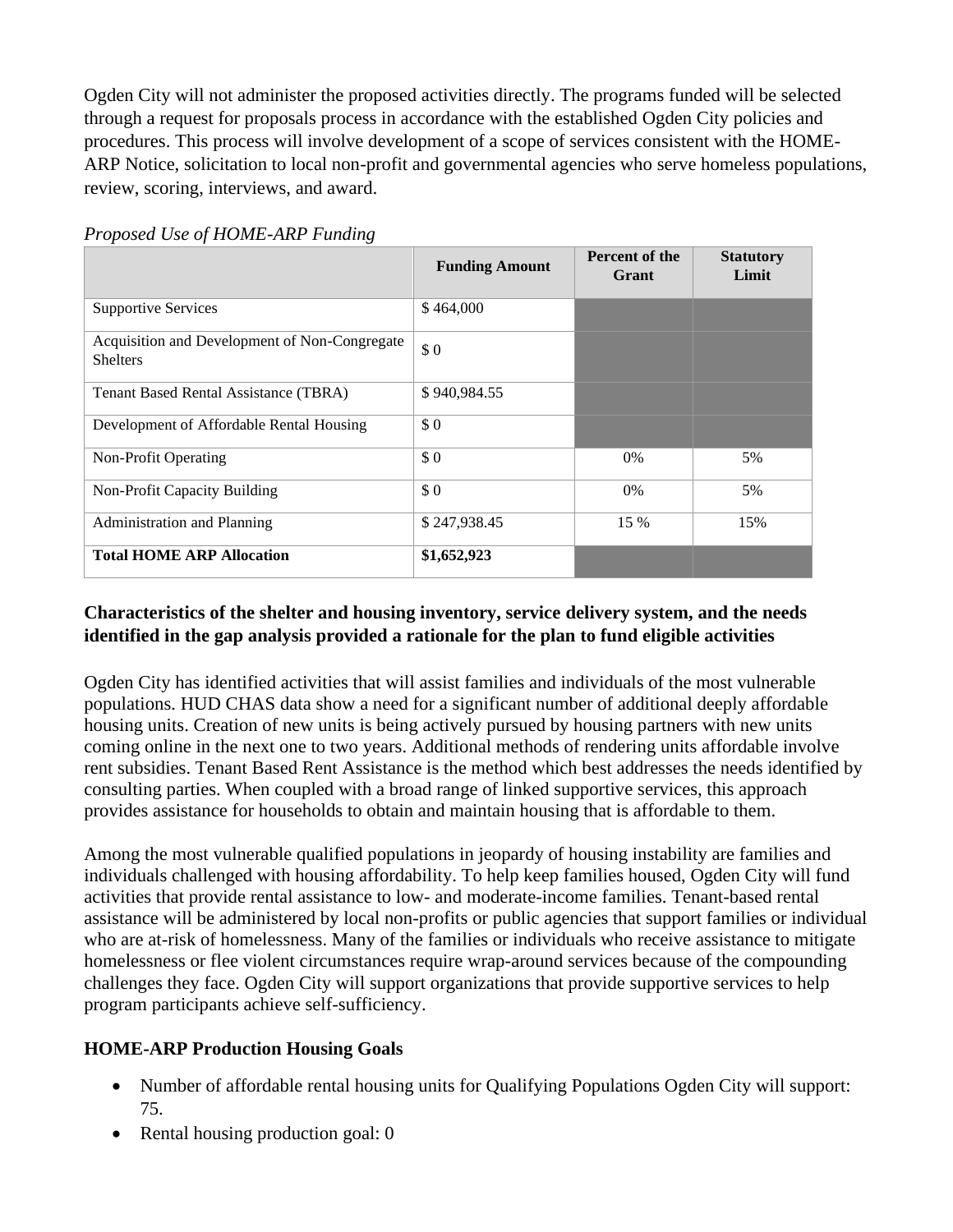Ogden City will not administer the proposed activities directly. The programs funded will be selected through a request for proposals process in accordance with the established Ogden City policies and procedures. This process will involve development of a scope of services consistent with the HOME-ARP Notice, solicitation to local non-profit and governmental agencies who serve homeless populations, review, scoring, interviews, and award.

*Proposed Use of HOME-ARP Funding*

| | Funding Amount | Percent of the Grant | Statutory Limit |
|---|---|---|---|
| Supportive Services | $ 464,000 | | |
| Acquisition and Development of Non-Congregate Shelters | $ 0 | | |
| Tenant Based Rental Assistance (TBRA) | $ 940,984.55 | | |
| Development of Affordable Rental Housing | $ 0 | | |
| Non-Profit Operating | $ 0 | 0% | 5% |
| Non-Profit Capacity Building | $ 0 | 0% | 5% |
| Administration and Planning | $ 247,938.45 | 15 % | 15% |
| **Total HOME ARP Allocation** | **$1,652,923** | | |

**Characteristics of the shelter and housing inventory, service delivery system, and the needs identified in the gap analysis provided a rationale for the plan to fund eligible activities**

Ogden City has identified activities that will assist families and individuals of the most vulnerable populations. HUD CHAS data show a need for a significant number of additional deeply affordable housing units. Creation of new units is being actively pursued by housing partners with new units coming online in the next one to two years. Additional methods of rendering units affordable involve rent subsidies. Tenant Based Rent Assistance is the method which best addresses the needs identified by consulting parties. When coupled with a broad range of linked supportive services, this approach provides assistance for households to obtain and maintain housing that is affordable to them.

Among the most vulnerable qualified populations in jeopardy of housing instability are families and individuals challenged with housing affordability. To help keep families housed, Ogden City will fund activities that provide rental assistance to low- and moderate-income families. Tenant-based rental assistance will be administered by local non-profits or public agencies that support families or individual who are at-risk of homelessness. Many of the families or individuals who receive assistance to mitigate homelessness or flee violent circumstances require wrap-around services because of the compounding challenges they face. Ogden City will support organizations that provide supportive services to help program participants achieve self-sufficiency.

**HOME-ARP Production Housing Goals**

- Number of affordable rental housing units for Qualifying Populations Ogden City will support: 75.
- Rental housing production goal: 0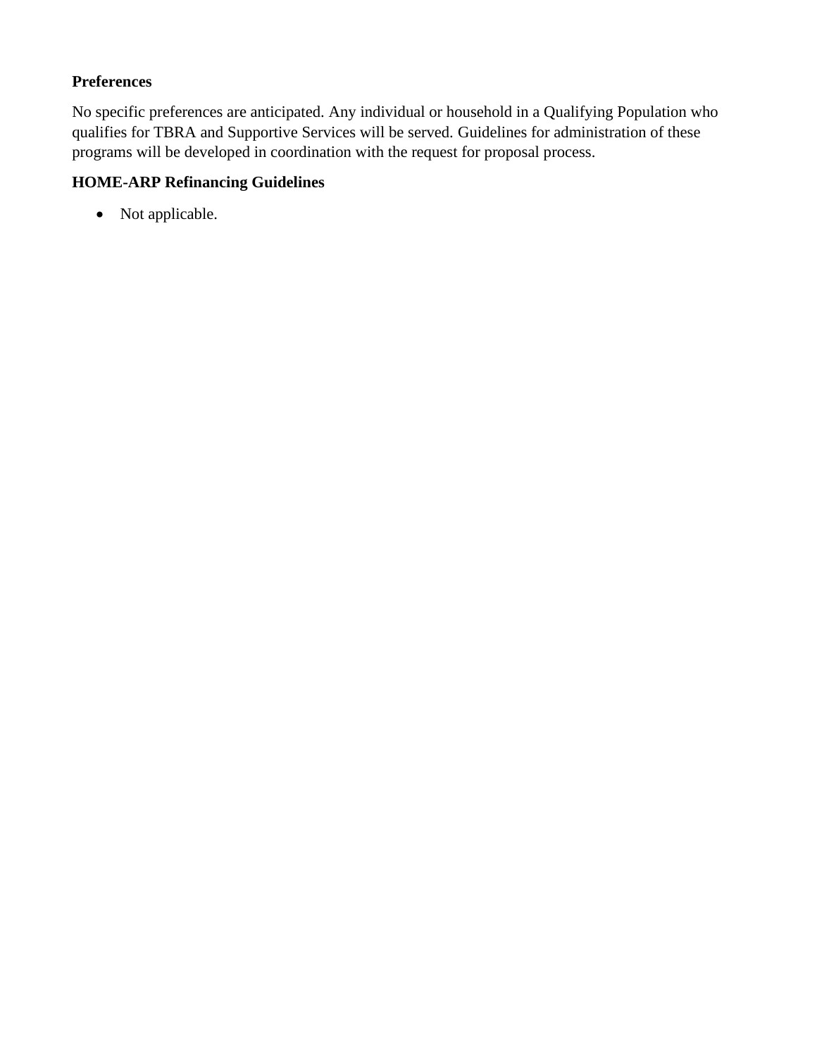**Preferences**

No specific preferences are anticipated. Any individual or household in a Qualifying Population who qualifies for TBRA and Supportive Services will be served. Guidelines for administration of these programs will be developed in coordination with the request for proposal process.

**HOME-ARP Refinancing Guidelines**

- Not applicable.